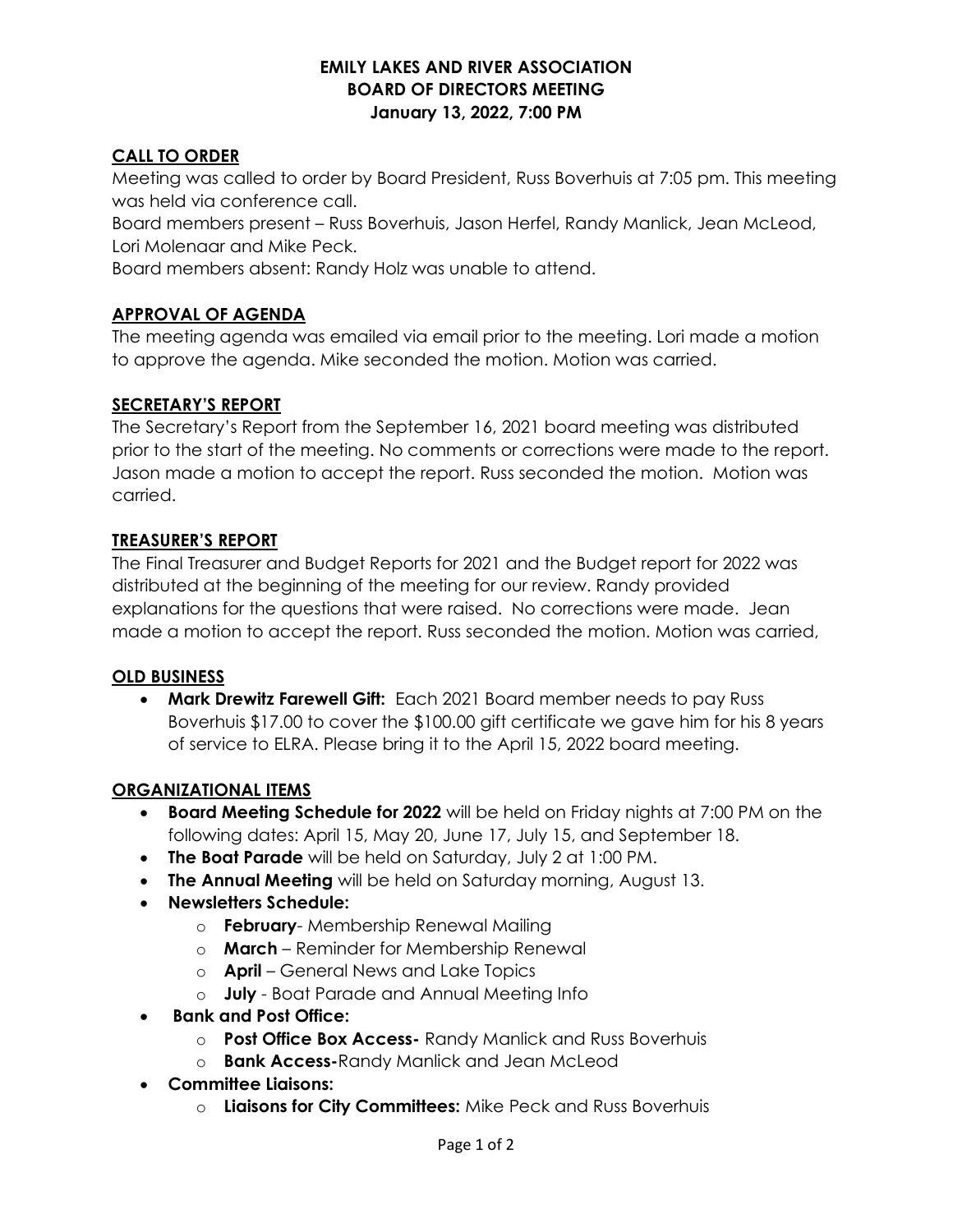**EMILY LAKES AND RIVER ASSOCIATION**
**BOARD OF DIRECTORS MEETING**
**January 13, 2022, 7:00 PM**

## CALL TO ORDER

Meeting was called to order by Board President, Russ Boverhuis at 7:05 pm. This meeting was held via conference call.

Board members present – Russ Boverhuis, Jason Herfel, Randy Manlick, Jean McLeod, Lori Molenaar and Mike Peck.

Board members absent: Randy Holz was unable to attend.

## APPROVAL OF AGENDA

The meeting agenda was emailed via email prior to the meeting. Lori made a motion to approve the agenda. Mike seconded the motion. Motion was carried.

## SECRETARY'S REPORT

The Secretary's Report from the September 16, 2021 board meeting was distributed prior to the start of the meeting. No comments or corrections were made to the report. Jason made a motion to accept the report. Russ seconded the motion. Motion was carried.

## TREASURER'S REPORT

The Final Treasurer and Budget Reports for 2021 and the Budget report for 2022 was distributed at the beginning of the meeting for our review. Randy provided explanations for the questions that were raised. No corrections were made. Jean made a motion to accept the report. Russ seconded the motion. Motion was carried,

## OLD BUSINESS

- **Mark Drewitz Farewell Gift:** Each 2021 Board member needs to pay Russ Boverhuis $17.00 to cover the $100.00 gift certificate we gave him for his 8 years of service to ELRA. Please bring it to the April 15, 2022 board meeting.

## ORGANIZATIONAL ITEMS

- **Board Meeting Schedule for 2022** will be held on Friday nights at 7:00 PM on the following dates: April 15, May 20, June 17, July 15, and September 18.
- **The Boat Parade** will be held on Saturday, July 2 at 1:00 PM.
- **The Annual Meeting** will be held on Saturday morning, August 13.
- **Newsletters Schedule:**
  - **February**- Membership Renewal Mailing
  - **March** – Reminder for Membership Renewal
  - **April** – General News and Lake Topics
  - **July** - Boat Parade and Annual Meeting Info
- **Bank and Post Office:**
  - **Post Office Box Access-** Randy Manlick and Russ Boverhuis
  - **Bank Access-**Randy Manlick and Jean McLeod
- **Committee Liaisons:**
  - **Liaisons for City Committees:** Mike Peck and Russ Boverhuis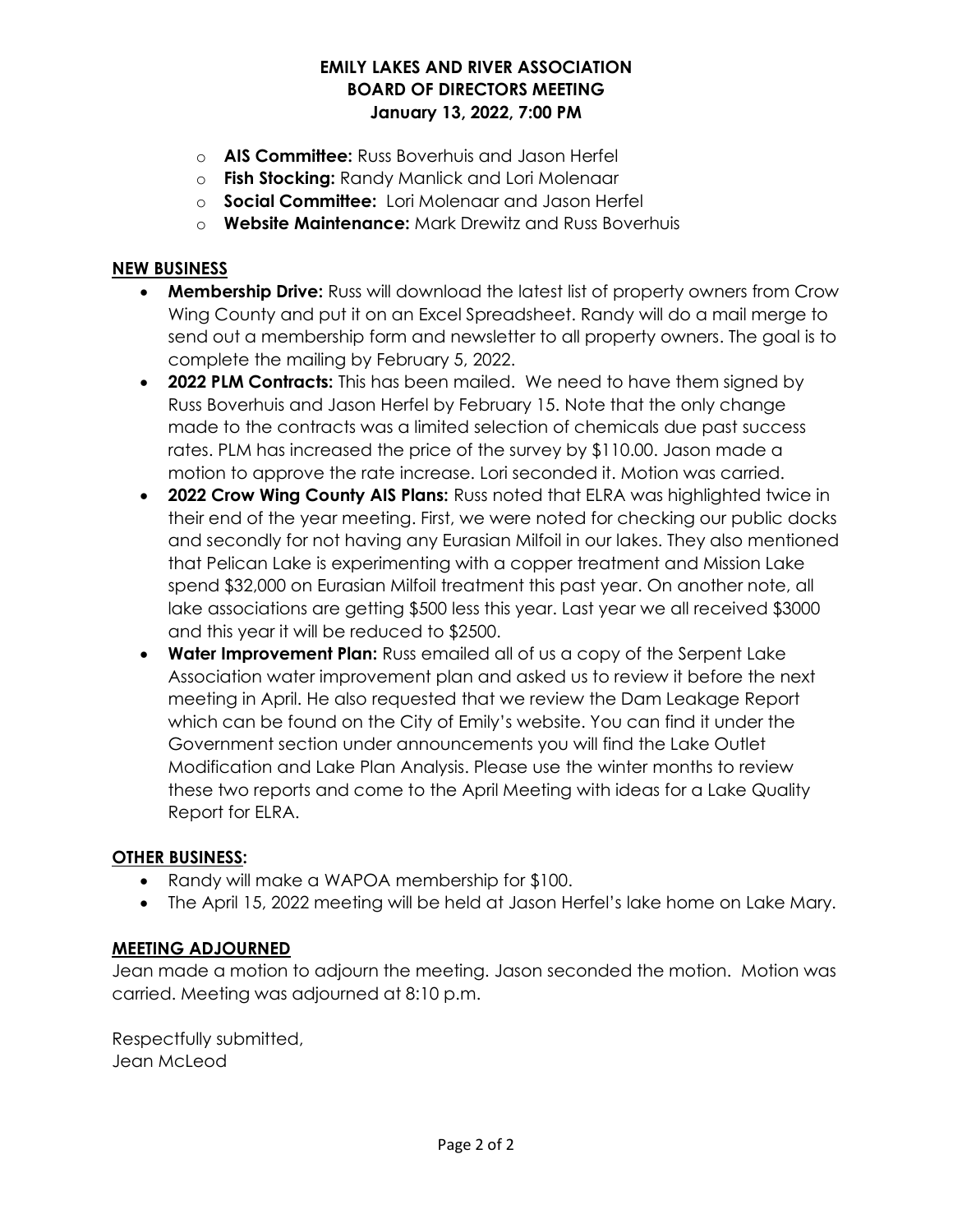**EMILY LAKES AND RIVER ASSOCIATION**
**BOARD OF DIRECTORS MEETING**
**January 13, 2022, 7:00 PM**

- **AIS Committee:** Russ Boverhuis and Jason Herfel
- **Fish Stocking:** Randy Manlick and Lori Molenaar
- **Social Committee:** Lori Molenaar and Jason Herfel
- **Website Maintenance:** Mark Drewitz and Russ Boverhuis

## NEW BUSINESS

- **Membership Drive:** Russ will download the latest list of property owners from Crow Wing County and put it on an Excel Spreadsheet. Randy will do a mail merge to send out a membership form and newsletter to all property owners. The goal is to complete the mailing by February 5, 2022.
- **2022 PLM Contracts:** This has been mailed. We need to have them signed by Russ Boverhuis and Jason Herfel by February 15. Note that the only change made to the contracts was a limited selection of chemicals due past success rates. PLM has increased the price of the survey by $110.00. Jason made a motion to approve the rate increase. Lori seconded it. Motion was carried.
- **2022 Crow Wing County AIS Plans:** Russ noted that ELRA was highlighted twice in their end of the year meeting. First, we were noted for checking our public docks and secondly for not having any Eurasian Milfoil in our lakes. They also mentioned that Pelican Lake is experimenting with a copper treatment and Mission Lake spend $32,000 on Eurasian Milfoil treatment this past year. On another note, all lake associations are getting $500 less this year. Last year we all received $3000 and this year it will be reduced to $2500.
- **Water Improvement Plan:** Russ emailed all of us a copy of the Serpent Lake Association water improvement plan and asked us to review it before the next meeting in April. He also requested that we review the Dam Leakage Report which can be found on the City of Emily's website. You can find it under the Government section under announcements you will find the Lake Outlet Modification and Lake Plan Analysis. Please use the winter months to review these two reports and come to the April Meeting with ideas for a Lake Quality Report for ELRA.

## OTHER BUSINESS:

- Randy will make a WAPOA membership for $100.
- The April 15, 2022 meeting will be held at Jason Herfel's lake home on Lake Mary.

## MEETING ADJOURNED

Jean made a motion to adjourn the meeting. Jason seconded the motion. Motion was carried. Meeting was adjourned at 8:10 p.m.

Respectfully submitted,
Jean McLeod